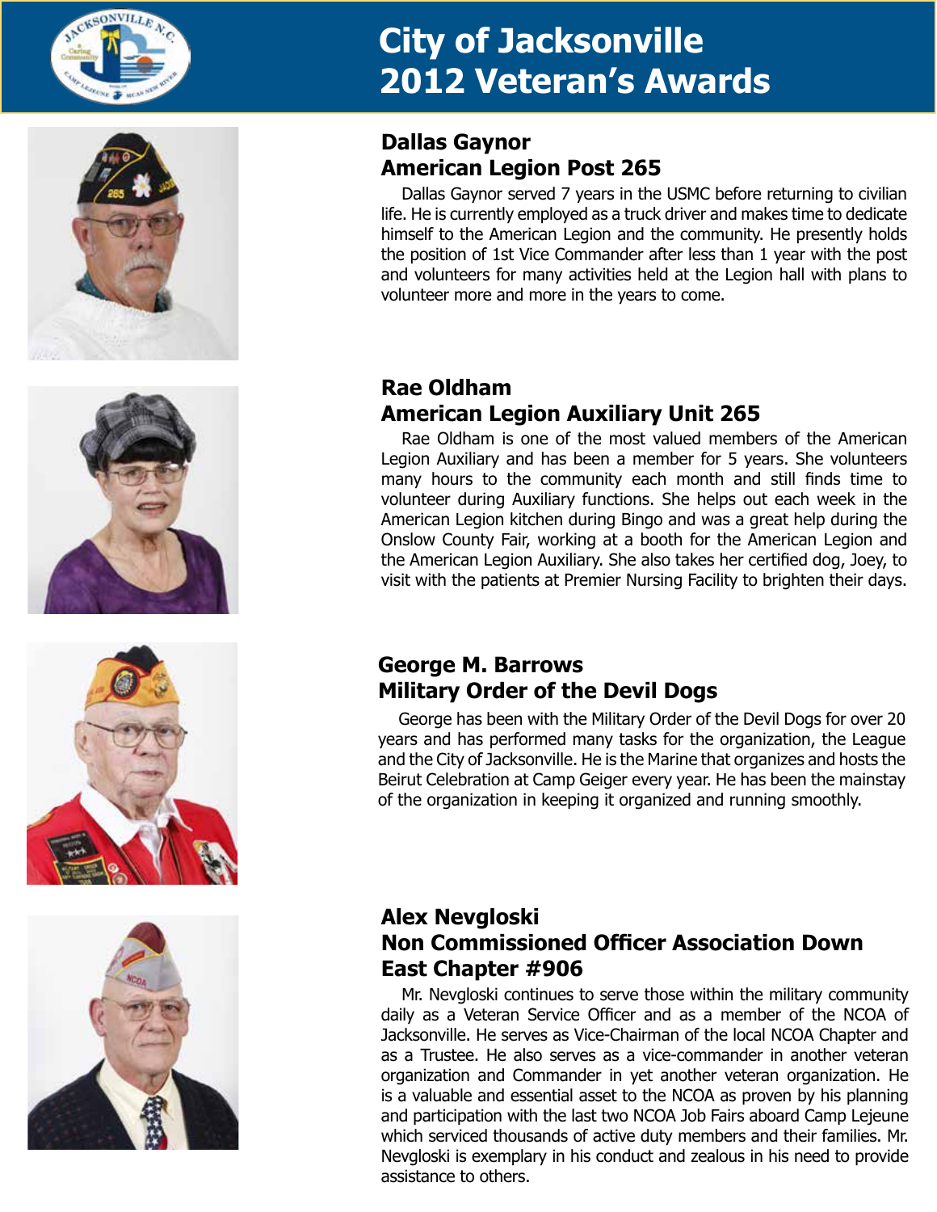# City of Jacksonville 2012 Veteran's Awards

## Dallas Gaynor
## American Legion Post 265

Dallas Gaynor served 7 years in the USMC before returning to civilian life. He is currently employed as a truck driver and makes time to dedicate himself to the American Legion and the community. He presently holds the position of 1st Vice Commander after less than 1 year with the post and volunteers for many activities held at the Legion hall with plans to volunteer more and more in the years to come.

## Rae Oldham
## American Legion Auxiliary Unit 265

Rae Oldham is one of the most valued members of the American Legion Auxiliary and has been a member for 5 years. She volunteers many hours to the community each month and still finds time to volunteer during Auxiliary functions. She helps out each week in the American Legion kitchen during Bingo and was a great help during the Onslow County Fair, working at a booth for the American Legion and the American Legion Auxiliary. She also takes her certified dog, Joey, to visit with the patients at Premier Nursing Facility to brighten their days.

## George M. Barrows
## Military Order of the Devil Dogs

George has been with the Military Order of the Devil Dogs for over 20 years and has performed many tasks for the organization, the League and the City of Jacksonville. He is the Marine that organizes and hosts the Beirut Celebration at Camp Geiger every year. He has been the mainstay of the organization in keeping it organized and running smoothly.

## Alex Nevgloski
## Non Commissioned Officer Association Down East Chapter #906

Mr. Nevgloski continues to serve those within the military community daily as a Veteran Service Officer and as a member of the NCOA of Jacksonville. He serves as Vice-Chairman of the local NCOA Chapter and as a Trustee. He also serves as a vice-commander in another veteran organization and Commander in yet another veteran organization. He is a valuable and essential asset to the NCOA as proven by his planning and participation with the last two NCOA Job Fairs aboard Camp Lejeune which serviced thousands of active duty members and their families. Mr. Nevgloski is exemplary in his conduct and zealous in his need to provide assistance to others.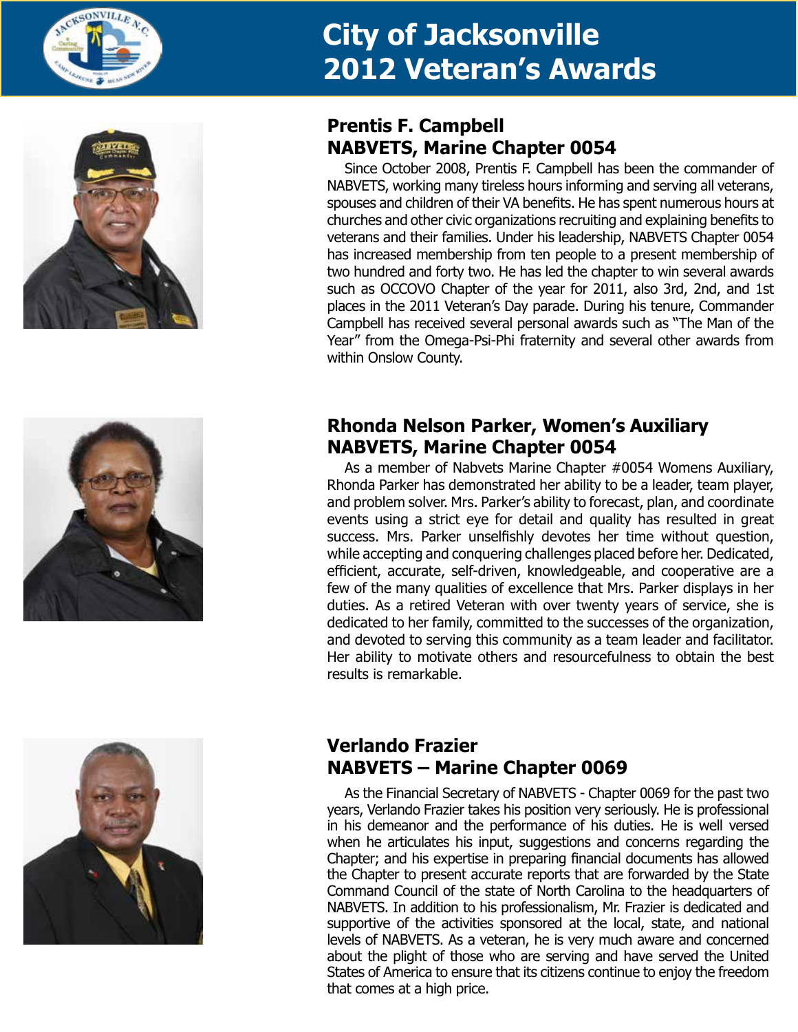# City of Jacksonville 2012 Veteran's Awards

## Prentis F. Campbell
## NABVETS, Marine Chapter 0054

Since October 2008, Prentis F. Campbell has been the commander of NABVETS, working many tireless hours informing and serving all veterans, spouses and children of their VA benefits. He has spent numerous hours at churches and other civic organizations recruiting and explaining benefits to veterans and their families. Under his leadership, NABVETS Chapter 0054 has increased membership from ten people to a present membership of two hundred and forty two. He has led the chapter to win several awards such as OCCOVO Chapter of the year for 2011, also 3rd, 2nd, and 1st places in the 2011 Veteran's Day parade. During his tenure, Commander Campbell has received several personal awards such as "The Man of the Year" from the Omega-Psi-Phi fraternity and several other awards from within Onslow County.

## Rhonda Nelson Parker, Women's Auxiliary
## NABVETS, Marine Chapter 0054

As a member of Nabvets Marine Chapter #0054 Womens Auxiliary, Rhonda Parker has demonstrated her ability to be a leader, team player, and problem solver. Mrs. Parker's ability to forecast, plan, and coordinate events using a strict eye for detail and quality has resulted in great success. Mrs. Parker unselfishly devotes her time without question, while accepting and conquering challenges placed before her. Dedicated, efficient, accurate, self-driven, knowledgeable, and cooperative are a few of the many qualities of excellence that Mrs. Parker displays in her duties. As a retired Veteran with over twenty years of service, she is dedicated to her family, committed to the successes of the organization, and devoted to serving this community as a team leader and facilitator. Her ability to motivate others and resourcefulness to obtain the best results is remarkable.

## Verlando Frazier
## NABVETS – Marine Chapter 0069

As the Financial Secretary of NABVETS - Chapter 0069 for the past two years, Verlando Frazier takes his position very seriously. He is professional in his demeanor and the performance of his duties. He is well versed when he articulates his input, suggestions and concerns regarding the Chapter; and his expertise in preparing financial documents has allowed the Chapter to present accurate reports that are forwarded by the State Command Council of the state of North Carolina to the headquarters of NABVETS. In addition to his professionalism, Mr. Frazier is dedicated and supportive of the activities sponsored at the local, state, and national levels of NABVETS. As a veteran, he is very much aware and concerned about the plight of those who are serving and have served the United States of America to ensure that its citizens continue to enjoy the freedom that comes at a high price.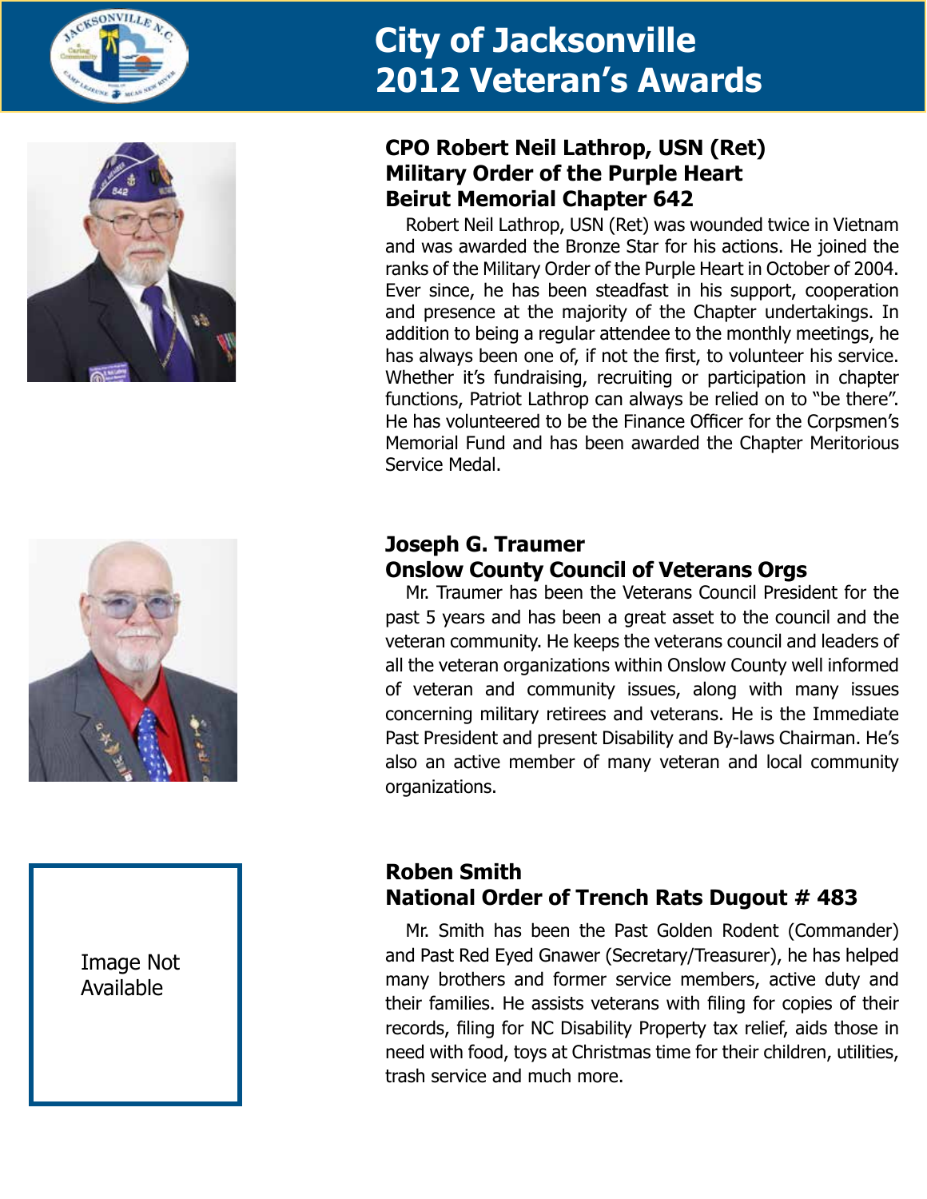# City of Jacksonville 2012 Veteran's Awards

## CPO Robert Neil Lathrop, USN (Ret)
## Military Order of the Purple Heart
## Beirut Memorial Chapter 642

Robert Neil Lathrop, USN (Ret) was wounded twice in Vietnam and was awarded the Bronze Star for his actions. He joined the ranks of the Military Order of the Purple Heart in October of 2004. Ever since, he has been steadfast in his support, cooperation and presence at the majority of the Chapter undertakings. In addition to being a regular attendee to the monthly meetings, he has always been one of, if not the first, to volunteer his service. Whether it's fundraising, recruiting or participation in chapter functions, Patriot Lathrop can always be relied on to "be there". He has volunteered to be the Finance Officer for the Corpsmen's Memorial Fund and has been awarded the Chapter Meritorious Service Medal.

## Joseph G. Traumer
## Onslow County Council of Veterans Orgs

Mr. Traumer has been the Veterans Council President for the past 5 years and has been a great asset to the council and the veteran community. He keeps the veterans council and leaders of all the veteran organizations within Onslow County well informed of veteran and community issues, along with many issues concerning military retirees and veterans. He is the Immediate Past President and present Disability and By-laws Chairman. He's also an active member of many veteran and local community organizations.

Image Not Available

## Roben Smith
## National Order of Trench Rats Dugout # 483

Mr. Smith has been the Past Golden Rodent (Commander) and Past Red Eyed Gnawer (Secretary/Treasurer), he has helped many brothers and former service members, active duty and their families. He assists veterans with filing for copies of their records, filing for NC Disability Property tax relief, aids those in need with food, toys at Christmas time for their children, utilities, trash service and much more.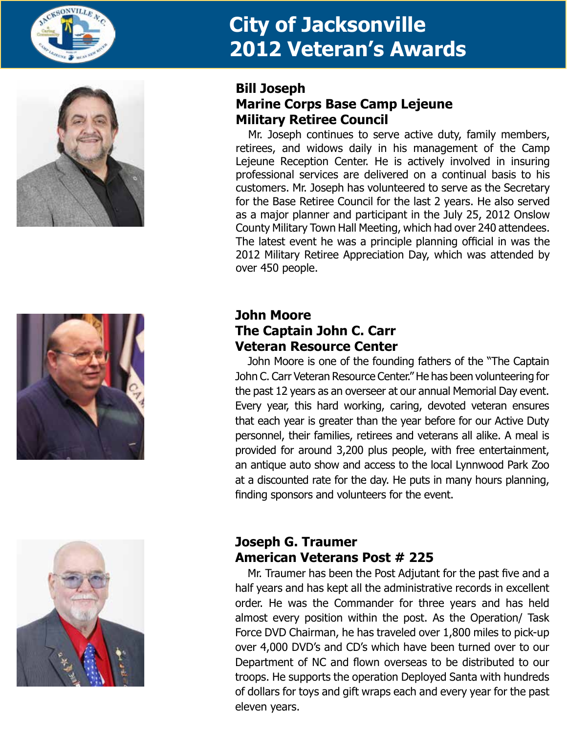# City of Jacksonville
# 2012 Veteran's Awards

### Bill Joseph
### Marine Corps Base Camp Lejeune
### Military Retiree Council

Mr. Joseph continues to serve active duty, family members, retirees, and widows daily in his management of the Camp Lejeune Reception Center. He is actively involved in insuring professional services are delivered on a continual basis to his customers. Mr. Joseph has volunteered to serve as the Secretary for the Base Retiree Council for the last 2 years. He also served as a major planner and participant in the July 25, 2012 Onslow County Military Town Hall Meeting, which had over 240 attendees. The latest event he was a principle planning official in was the 2012 Military Retiree Appreciation Day, which was attended by over 450 people.

### John Moore
### The Captain John C. Carr
### Veteran Resource Center

John Moore is one of the founding fathers of the "The Captain John C. Carr Veteran Resource Center." He has been volunteering for the past 12 years as an overseer at our annual Memorial Day event. Every year, this hard working, caring, devoted veteran ensures that each year is greater than the year before for our Active Duty personnel, their families, retirees and veterans all alike. A meal is provided for around 3,200 plus people, with free entertainment, an antique auto show and access to the local Lynnwood Park Zoo at a discounted rate for the day. He puts in many hours planning, finding sponsors and volunteers for the event.

### Joseph G. Traumer
### American Veterans Post # 225

Mr. Traumer has been the Post Adjutant for the past five and a half years and has kept all the administrative records in excellent order. He was the Commander for three years and has held almost every position within the post. As the Operation/ Task Force DVD Chairman, he has traveled over 1,800 miles to pick-up over 4,000 DVD's and CD's which have been turned over to our Department of NC and flown overseas to be distributed to our troops. He supports the operation Deployed Santa with hundreds of dollars for toys and gift wraps each and every year for the past eleven years.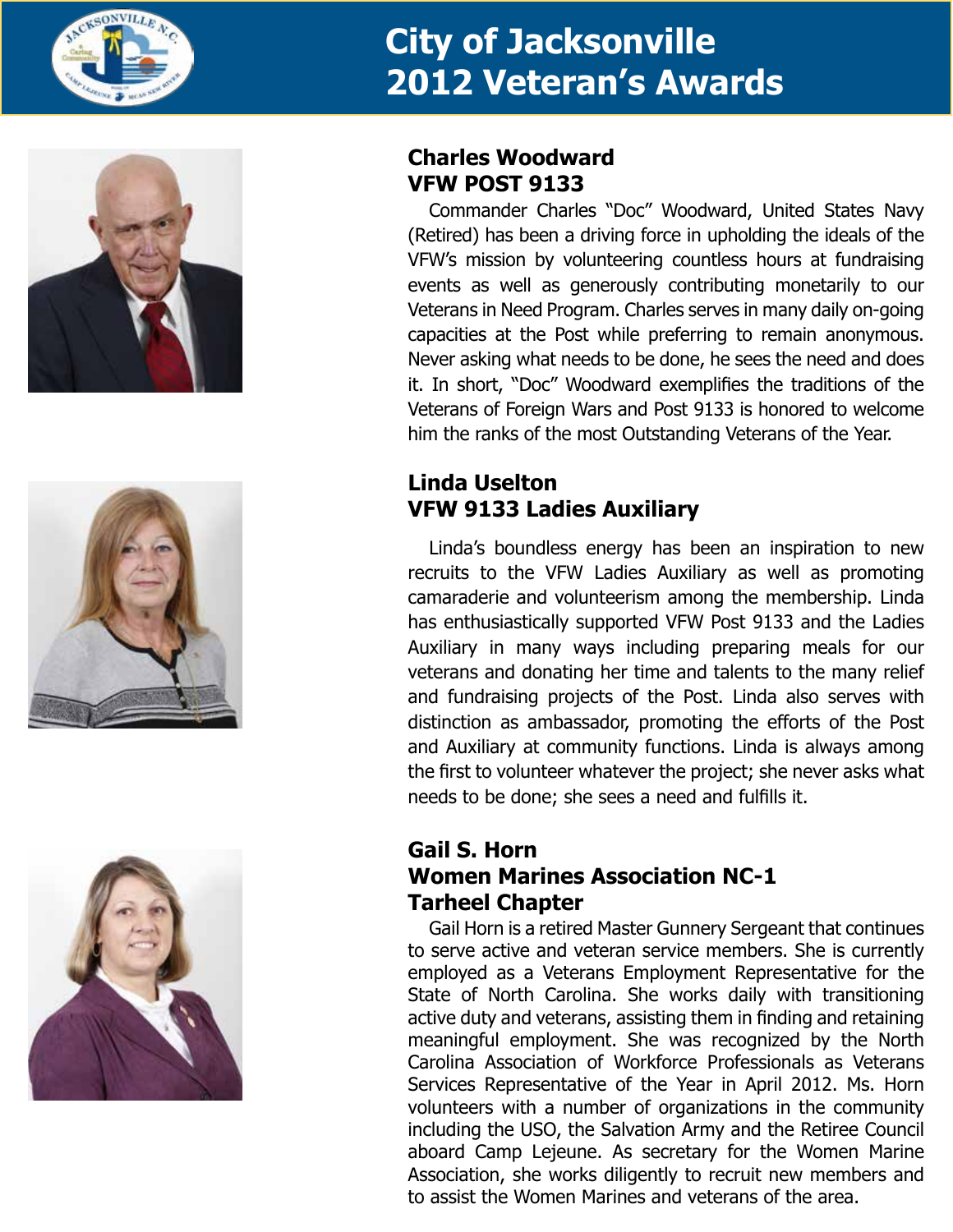# City of Jacksonville 2012 Veteran's Awards

## Charles Woodward
## VFW POST 9133

Commander Charles "Doc" Woodward, United States Navy (Retired) has been a driving force in upholding the ideals of the VFW's mission by volunteering countless hours at fundraising events as well as generously contributing monetarily to our Veterans in Need Program. Charles serves in many daily on-going capacities at the Post while preferring to remain anonymous. Never asking what needs to be done, he sees the need and does it. In short, "Doc" Woodward exemplifies the traditions of the Veterans of Foreign Wars and Post 9133 is honored to welcome him the ranks of the most Outstanding Veterans of the Year.

## Linda Uselton
## VFW 9133 Ladies Auxiliary

Linda's boundless energy has been an inspiration to new recruits to the VFW Ladies Auxiliary as well as promoting camaraderie and volunteerism among the membership. Linda has enthusiastically supported VFW Post 9133 and the Ladies Auxiliary in many ways including preparing meals for our veterans and donating her time and talents to the many relief and fundraising projects of the Post. Linda also serves with distinction as ambassador, promoting the efforts of the Post and Auxiliary at community functions. Linda is always among the first to volunteer whatever the project; she never asks what needs to be done; she sees a need and fulfills it.

## Gail S. Horn
## Women Marines Association NC-1
## Tarheel Chapter

Gail Horn is a retired Master Gunnery Sergeant that continues to serve active and veteran service members. She is currently employed as a Veterans Employment Representative for the State of North Carolina. She works daily with transitioning active duty and veterans, assisting them in finding and retaining meaningful employment. She was recognized by the North Carolina Association of Workforce Professionals as Veterans Services Representative of the Year in April 2012. Ms. Horn volunteers with a number of organizations in the community including the USO, the Salvation Army and the Retiree Council aboard Camp Lejeune. As secretary for the Women Marine Association, she works diligently to recruit new members and to assist the Women Marines and veterans of the area.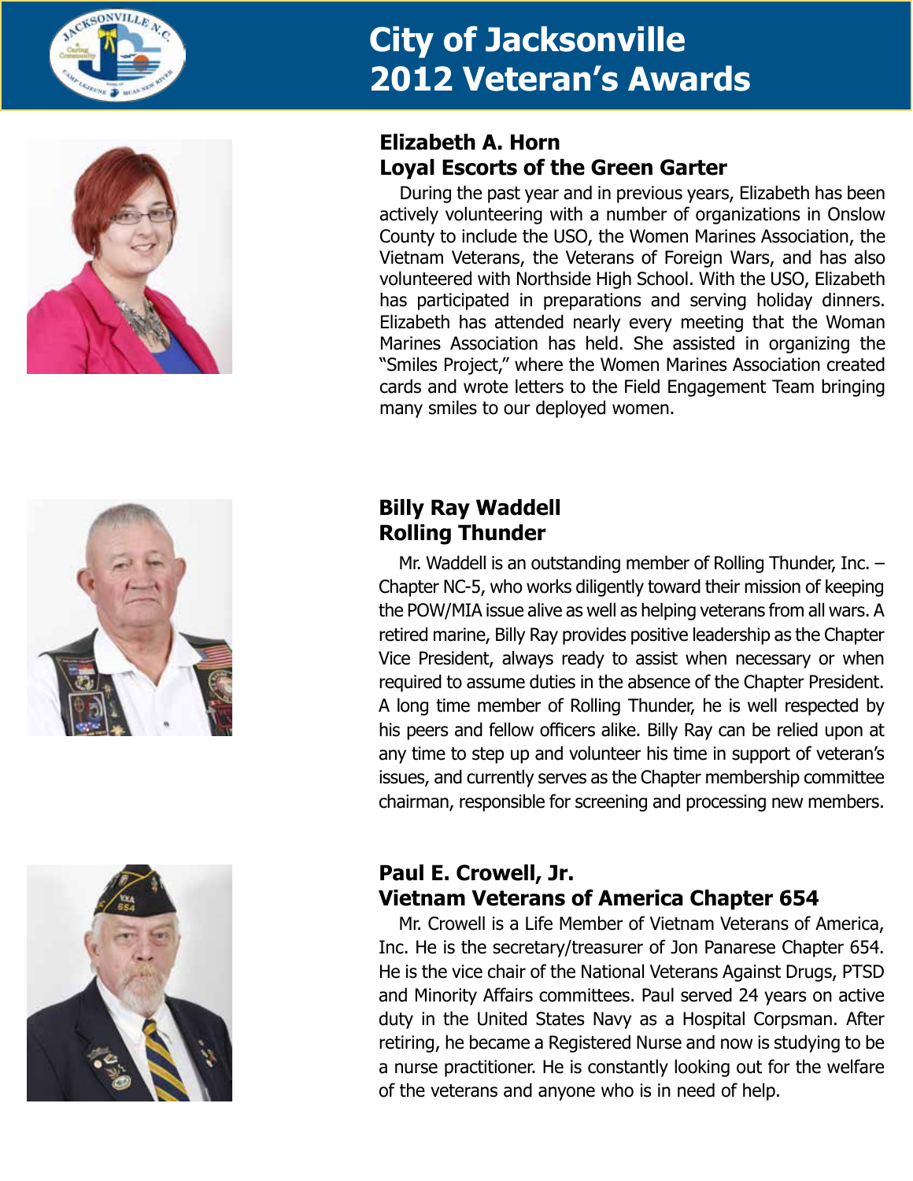# City of Jacksonville 2012 Veteran's Awards

## Elizabeth A. Horn
## Loyal Escorts of the Green Garter

During the past year and in previous years, Elizabeth has been actively volunteering with a number of organizations in Onslow County to include the USO, the Women Marines Association, the Vietnam Veterans, the Veterans of Foreign Wars, and has also volunteered with Northside High School. With the USO, Elizabeth has participated in preparations and serving holiday dinners. Elizabeth has attended nearly every meeting that the Woman Marines Association has held. She assisted in organizing the "Smiles Project," where the Women Marines Association created cards and wrote letters to the Field Engagement Team bringing many smiles to our deployed women.

## Billy Ray Waddell
## Rolling Thunder

Mr. Waddell is an outstanding member of Rolling Thunder, Inc. – Chapter NC-5, who works diligently toward their mission of keeping the POW/MIA issue alive as well as helping veterans from all wars. A retired marine, Billy Ray provides positive leadership as the Chapter Vice President, always ready to assist when necessary or when required to assume duties in the absence of the Chapter President. A long time member of Rolling Thunder, he is well respected by his peers and fellow officers alike. Billy Ray can be relied upon at any time to step up and volunteer his time in support of veteran's issues, and currently serves as the Chapter membership committee chairman, responsible for screening and processing new members.

## Paul E. Crowell, Jr.
## Vietnam Veterans of America Chapter 654

Mr. Crowell is a Life Member of Vietnam Veterans of America, Inc. He is the secretary/treasurer of Jon Panarese Chapter 654. He is the vice chair of the National Veterans Against Drugs, PTSD and Minority Affairs committees. Paul served 24 years on active duty in the United States Navy as a Hospital Corpsman. After retiring, he became a Registered Nurse and now is studying to be a nurse practitioner. He is constantly looking out for the welfare of the veterans and anyone who is in need of help.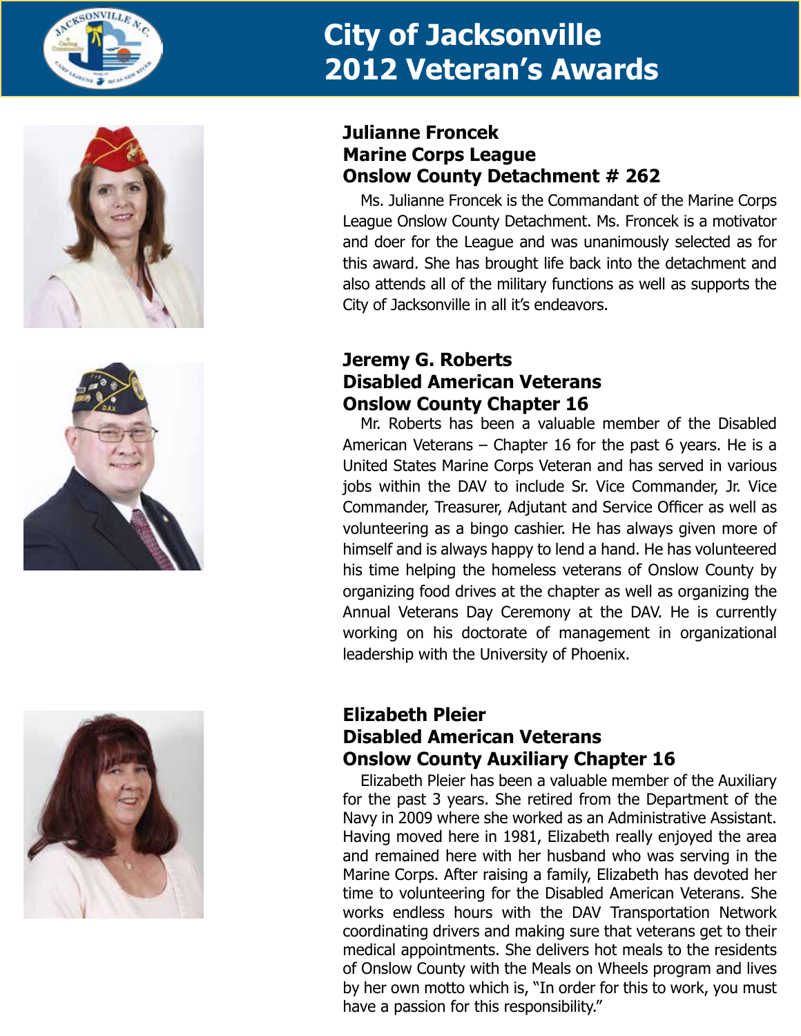# City of Jacksonville 2012 Veteran's Awards

## Julianne Froncek
## Marine Corps League
## Onslow County Detachment # 262

Ms. Julianne Froncek is the Commandant of the Marine Corps League Onslow County Detachment. Ms. Froncek is a motivator and doer for the League and was unanimously selected as for this award. She has brought life back into the detachment and also attends all of the military functions as well as supports the City of Jacksonville in all it's endeavors.

## Jeremy G. Roberts
## Disabled American Veterans
## Onslow County Chapter 16

Mr. Roberts has been a valuable member of the Disabled American Veterans – Chapter 16 for the past 6 years. He is a United States Marine Corps Veteran and has served in various jobs within the DAV to include Sr. Vice Commander, Jr. Vice Commander, Treasurer, Adjutant and Service Officer as well as volunteering as a bingo cashier. He has always given more of himself and is always happy to lend a hand. He has volunteered his time helping the homeless veterans of Onslow County by organizing food drives at the chapter as well as organizing the Annual Veterans Day Ceremony at the DAV. He is currently working on his doctorate of management in organizational leadership with the University of Phoenix.

## Elizabeth Pleier
## Disabled American Veterans
## Onslow County Auxiliary Chapter 16

Elizabeth Pleier has been a valuable member of the Auxiliary for the past 3 years. She retired from the Department of the Navy in 2009 where she worked as an Administrative Assistant. Having moved here in 1981, Elizabeth really enjoyed the area and remained here with her husband who was serving in the Marine Corps. After raising a family, Elizabeth has devoted her time to volunteering for the Disabled American Veterans. She works endless hours with the DAV Transportation Network coordinating drivers and making sure that veterans get to their medical appointments. She delivers hot meals to the residents of Onslow County with the Meals on Wheels program and lives by her own motto which is, "In order for this to work, you must have a passion for this responsibility."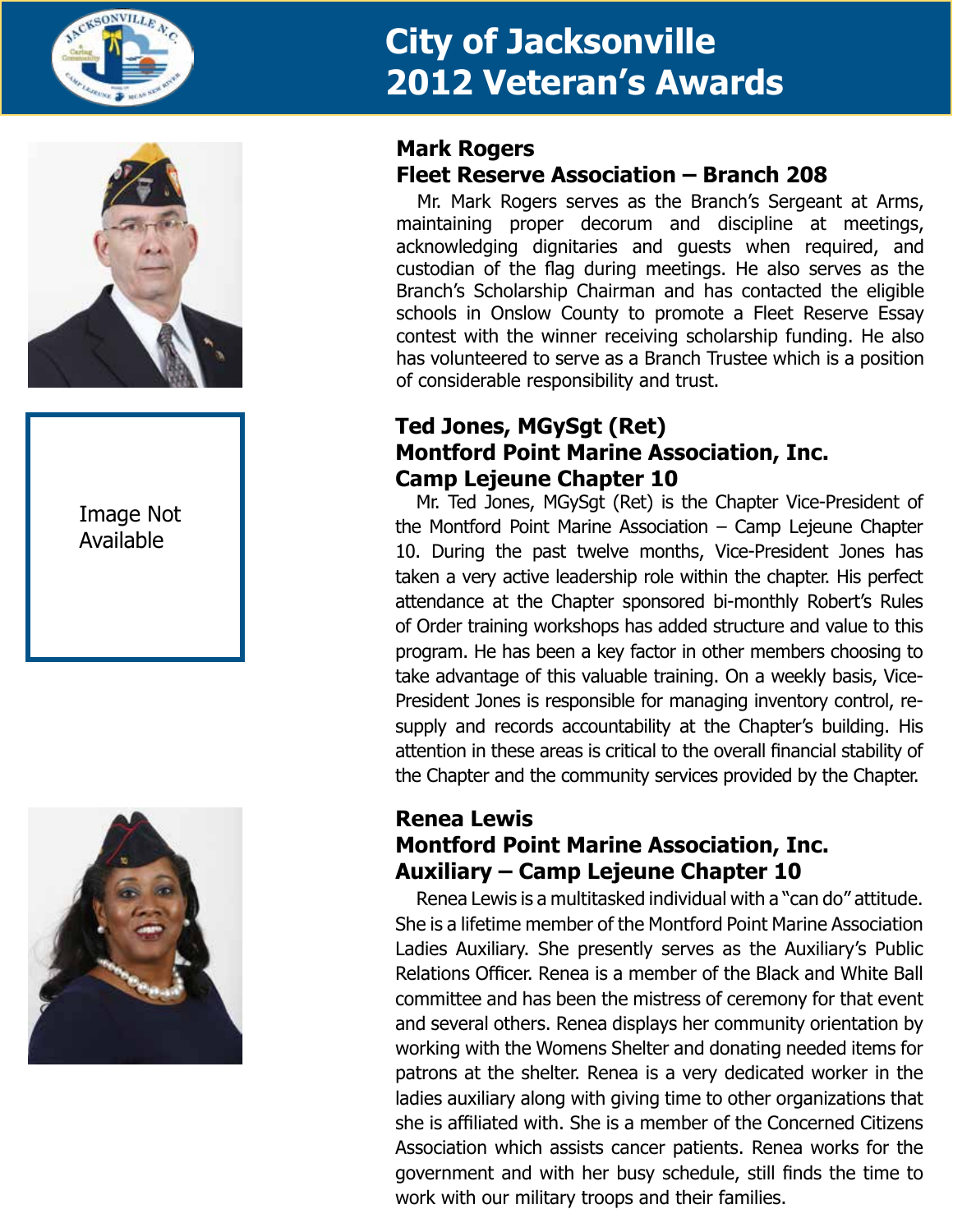# City of Jacksonville 2012 Veteran's Awards

## Mark Rogers
## Fleet Reserve Association – Branch 208

Mr. Mark Rogers serves as the Branch's Sergeant at Arms, maintaining proper decorum and discipline at meetings, acknowledging dignitaries and guests when required, and custodian of the flag during meetings. He also serves as the Branch's Scholarship Chairman and has contacted the eligible schools in Onslow County to promote a Fleet Reserve Essay contest with the winner receiving scholarship funding. He also has volunteered to serve as a Branch Trustee which is a position of considerable responsibility and trust.

Image Not Available

## Ted Jones, MGySgt (Ret)
## Montford Point Marine Association, Inc. Camp Lejeune Chapter 10

Mr. Ted Jones, MGySgt (Ret) is the Chapter Vice-President of the Montford Point Marine Association – Camp Lejeune Chapter 10. During the past twelve months, Vice-President Jones has taken a very active leadership role within the chapter. His perfect attendance at the Chapter sponsored bi-monthly Robert's Rules of Order training workshops has added structure and value to this program. He has been a key factor in other members choosing to take advantage of this valuable training. On a weekly basis, Vice-President Jones is responsible for managing inventory control, re-supply and records accountability at the Chapter's building. His attention in these areas is critical to the overall financial stability of the Chapter and the community services provided by the Chapter.

## Renea Lewis
## Montford Point Marine Association, Inc. Auxiliary – Camp Lejeune Chapter 10

Renea Lewis is a multitasked individual with a "can do" attitude. She is a lifetime member of the Montford Point Marine Association Ladies Auxiliary. She presently serves as the Auxiliary's Public Relations Officer. Renea is a member of the Black and White Ball committee and has been the mistress of ceremony for that event and several others. Renea displays her community orientation by working with the Womens Shelter and donating needed items for patrons at the shelter. Renea is a very dedicated worker in the ladies auxiliary along with giving time to other organizations that she is affiliated with. She is a member of the Concerned Citizens Association which assists cancer patients. Renea works for the government and with her busy schedule, still finds the time to work with our military troops and their families.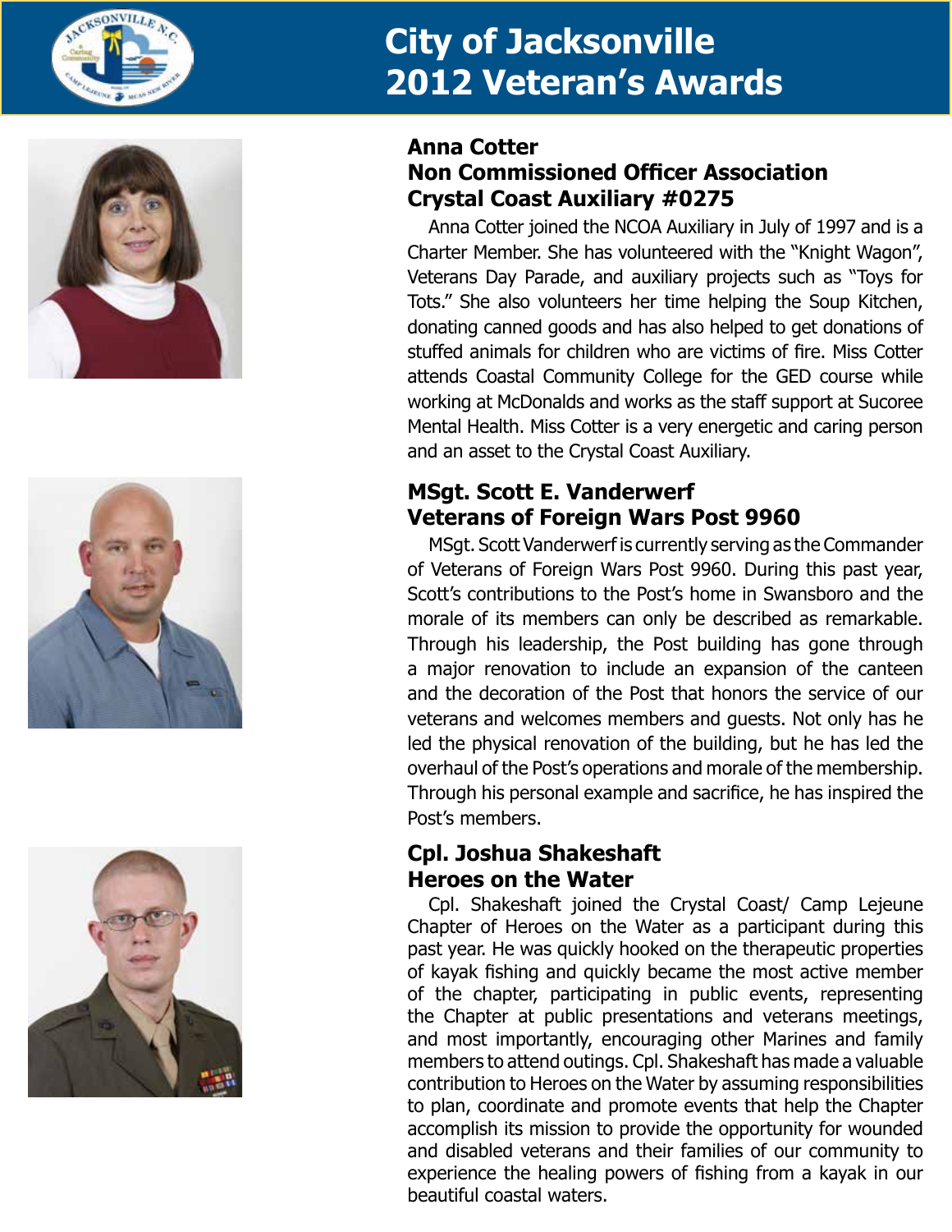# City of Jacksonville 2012 Veteran's Awards

## Anna Cotter
## Non Commissioned Officer Association Crystal Coast Auxiliary #0275

Anna Cotter joined the NCOA Auxiliary in July of 1997 and is a Charter Member. She has volunteered with the "Knight Wagon", Veterans Day Parade, and auxiliary projects such as "Toys for Tots." She also volunteers her time helping the Soup Kitchen, donating canned goods and has also helped to get donations of stuffed animals for children who are victims of fire. Miss Cotter attends Coastal Community College for the GED course while working at McDonalds and works as the staff support at Sucoree Mental Health. Miss Cotter is a very energetic and caring person and an asset to the Crystal Coast Auxiliary.

## MSgt. Scott E. Vanderwerf
## Veterans of Foreign Wars Post 9960

MSgt. Scott Vanderwerf is currently serving as the Commander of Veterans of Foreign Wars Post 9960. During this past year, Scott's contributions to the Post's home in Swansboro and the morale of its members can only be described as remarkable. Through his leadership, the Post building has gone through a major renovation to include an expansion of the canteen and the decoration of the Post that honors the service of our veterans and welcomes members and guests. Not only has he led the physical renovation of the building, but he has led the overhaul of the Post's operations and morale of the membership. Through his personal example and sacrifice, he has inspired the Post's members.

## Cpl. Joshua Shakeshaft
## Heroes on the Water

Cpl. Shakeshaft joined the Crystal Coast/ Camp Lejeune Chapter of Heroes on the Water as a participant during this past year. He was quickly hooked on the therapeutic properties of kayak fishing and quickly became the most active member of the chapter, participating in public events, representing the Chapter at public presentations and veterans meetings, and most importantly, encouraging other Marines and family members to attend outings. Cpl. Shakeshaft has made a valuable contribution to Heroes on the Water by assuming responsibilities to plan, coordinate and promote events that help the Chapter accomplish its mission to provide the opportunity for wounded and disabled veterans and their families of our community to experience the healing powers of fishing from a kayak in our beautiful coastal waters.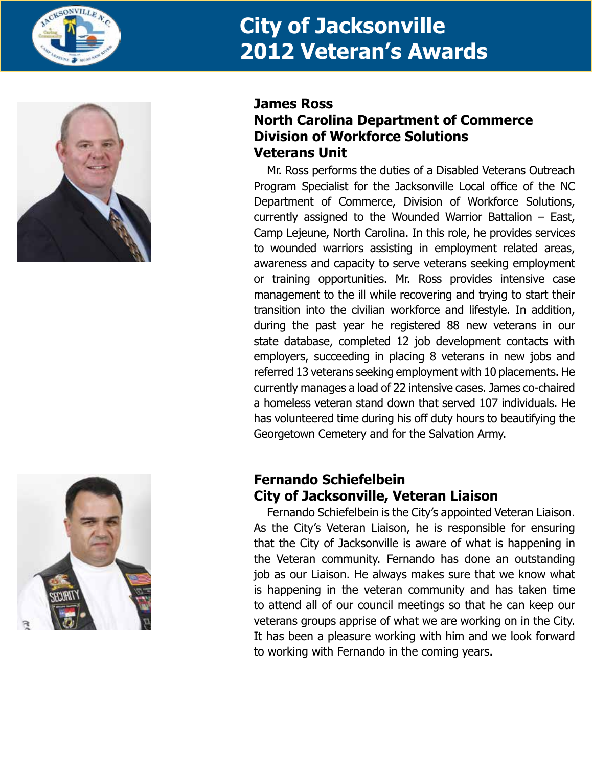# City of Jacksonville 2012 Veteran's Awards

### James Ross
### North Carolina Department of Commerce Division of Workforce Solutions Veterans Unit

Mr. Ross performs the duties of a Disabled Veterans Outreach Program Specialist for the Jacksonville Local office of the NC Department of Commerce, Division of Workforce Solutions, currently assigned to the Wounded Warrior Battalion – East, Camp Lejeune, North Carolina. In this role, he provides services to wounded warriors assisting in employment related areas, awareness and capacity to serve veterans seeking employment or training opportunities. Mr. Ross provides intensive case management to the ill while recovering and trying to start their transition into the civilian workforce and lifestyle. In addition, during the past year he registered 88 new veterans in our state database, completed 12 job development contacts with employers, succeeding in placing 8 veterans in new jobs and referred 13 veterans seeking employment with 10 placements. He currently manages a load of 22 intensive cases. James co-chaired a homeless veteran stand down that served 107 individuals. He has volunteered time during his off duty hours to beautifying the Georgetown Cemetery and for the Salvation Army.

### Fernando Schiefelbein
### City of Jacksonville, Veteran Liaison

Fernando Schiefelbein is the City's appointed Veteran Liaison. As the City's Veteran Liaison, he is responsible for ensuring that the City of Jacksonville is aware of what is happening in the Veteran community. Fernando has done an outstanding job as our Liaison. He always makes sure that we know what is happening in the veteran community and has taken time to attend all of our council meetings so that he can keep our veterans groups apprise of what we are working on in the City. It has been a pleasure working with him and we look forward to working with Fernando in the coming years.